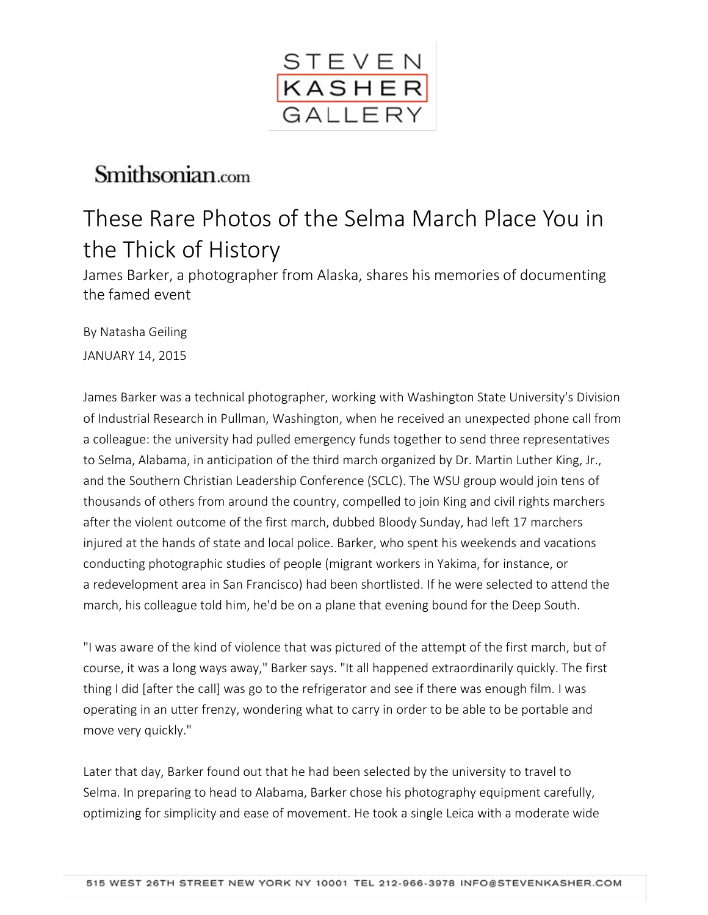STEVEN KASHER GALLERY

Smithsonian.com

# These Rare Photos of the Selma March Place You in the Thick of History

James Barker, a photographer from Alaska, shares his memories of documenting the famed event

By Natasha Geiling

JANUARY 14, 2015

James Barker was a technical photographer, working with Washington State University's Division of Industrial Research in Pullman, Washington, when he received an unexpected phone call from a colleague: the university had pulled emergency funds together to send three representatives to Selma, Alabama, in anticipation of the third march organized by Dr. Martin Luther King, Jr., and the Southern Christian Leadership Conference (SCLC). The WSU group would join tens of thousands of others from around the country, compelled to join King and civil rights marchers after the violent outcome of the first march, dubbed Bloody Sunday, had left 17 marchers injured at the hands of state and local police. Barker, who spent his weekends and vacations conducting photographic studies of people (migrant workers in Yakima, for instance, or a redevelopment area in San Francisco) had been shortlisted. If he were selected to attend the march, his colleague told him, he'd be on a plane that evening bound for the Deep South.

"I was aware of the kind of violence that was pictured of the attempt of the first march, but of course, it was a long ways away," Barker says. "It all happened extraordinarily quickly. The first thing I did [after the call] was go to the refrigerator and see if there was enough film. I was operating in an utter frenzy, wondering what to carry in order to be able to be portable and move very quickly."

Later that day, Barker found out that he had been selected by the university to travel to Selma. In preparing to head to Alabama, Barker chose his photography equipment carefully, optimizing for simplicity and ease of movement. He took a single Leica with a moderate wide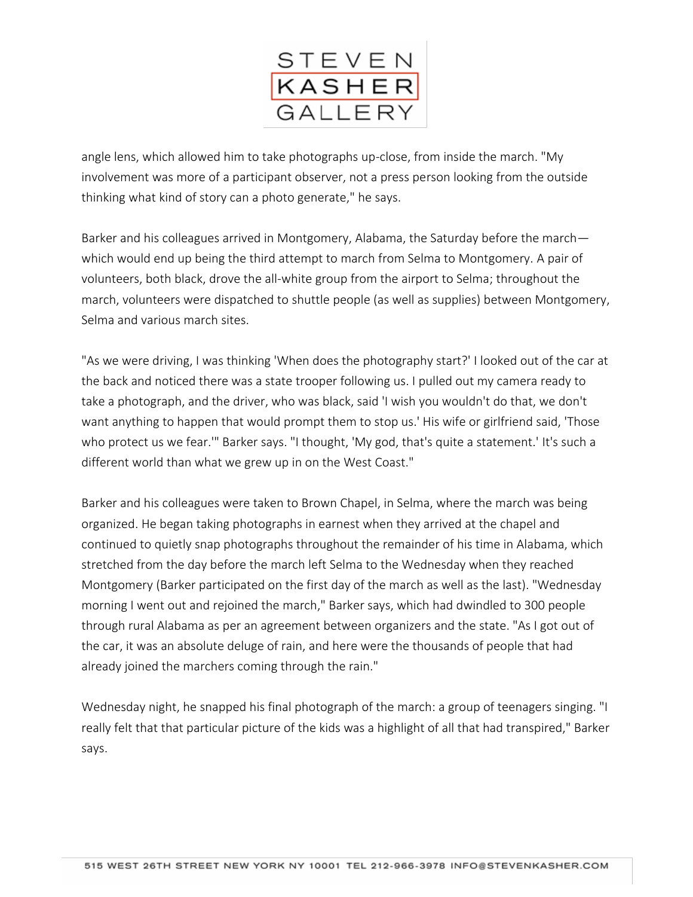angle lens, which allowed him to take photographs up-close, from inside the march. "My involvement was more of a participant observer, not a press person looking from the outside thinking what kind of story can a photo generate," he says.

Barker and his colleagues arrived in Montgomery, Alabama, the Saturday before the march—which would end up being the third attempt to march from Selma to Montgomery. A pair of volunteers, both black, drove the all-white group from the airport to Selma; throughout the march, volunteers were dispatched to shuttle people (as well as supplies) between Montgomery, Selma and various march sites.

"As we were driving, I was thinking 'When does the photography start?' I looked out of the car at the back and noticed there was a state trooper following us. I pulled out my camera ready to take a photograph, and the driver, who was black, said 'I wish you wouldn't do that, we don't want anything to happen that would prompt them to stop us.' His wife or girlfriend said, 'Those who protect us we fear.'" Barker says. "I thought, 'My god, that's quite a statement.' It's such a different world than what we grew up in on the West Coast."

Barker and his colleagues were taken to Brown Chapel, in Selma, where the march was being organized. He began taking photographs in earnest when they arrived at the chapel and continued to quietly snap photographs throughout the remainder of his time in Alabama, which stretched from the day before the march left Selma to the Wednesday when they reached Montgomery (Barker participated on the first day of the march as well as the last). "Wednesday morning I went out and rejoined the march," Barker says, which had dwindled to 300 people through rural Alabama as per an agreement between organizers and the state. "As I got out of the car, it was an absolute deluge of rain, and here were the thousands of people that had already joined the marchers coming through the rain."

Wednesday night, he snapped his final photograph of the march: a group of teenagers singing. "I really felt that that particular picture of the kids was a highlight of all that had transpired," Barker says.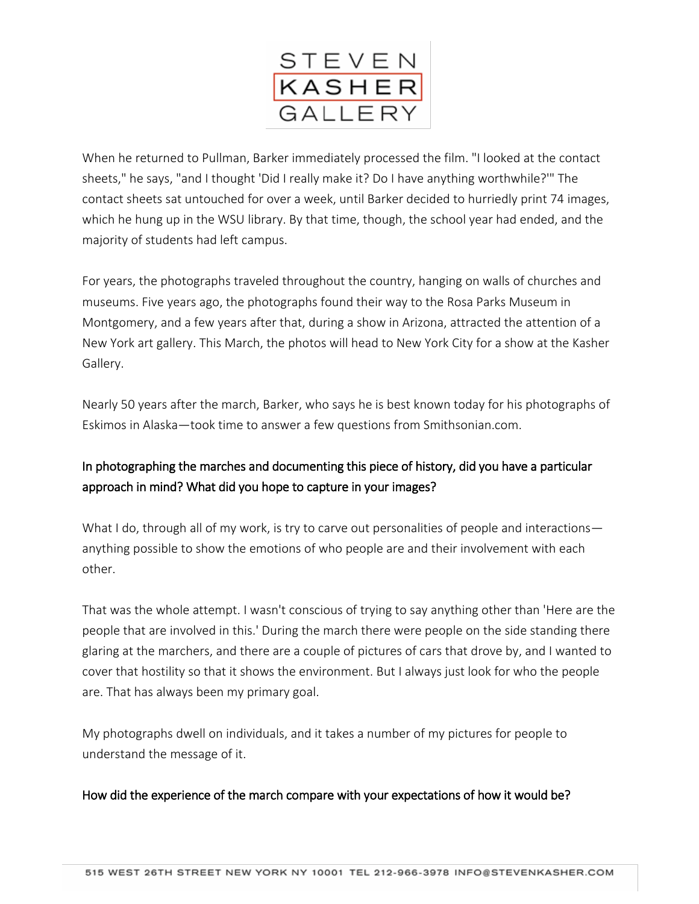When he returned to Pullman, Barker immediately processed the film. "I looked at the contact sheets," he says, "and I thought 'Did I really make it? Do I have anything worthwhile?'" The contact sheets sat untouched for over a week, until Barker decided to hurriedly print 74 images, which he hung up in the WSU library. By that time, though, the school year had ended, and the majority of students had left campus.

For years, the photographs traveled throughout the country, hanging on walls of churches and museums. Five years ago, the photographs found their way to the Rosa Parks Museum in Montgomery, and a few years after that, during a show in Arizona, attracted the attention of a New York art gallery. This March, the photos will head to New York City for a show at the Kasher Gallery.

Nearly 50 years after the march, Barker, who says he is best known today for his photographs of Eskimos in Alaska—took time to answer a few questions from Smithsonian.com.

**In photographing the marches and documenting this piece of history, did you have a particular approach in mind? What did you hope to capture in your images?**

What I do, through all of my work, is try to carve out personalities of people and interactions—anything possible to show the emotions of who people are and their involvement with each other.

That was the whole attempt. I wasn't conscious of trying to say anything other than 'Here are the people that are involved in this.' During the march there were people on the side standing there glaring at the marchers, and there are a couple of pictures of cars that drove by, and I wanted to cover that hostility so that it shows the environment. But I always just look for who the people are. That has always been my primary goal.

My photographs dwell on individuals, and it takes a number of my pictures for people to understand the message of it.

**How did the experience of the march compare with your expectations of how it would be?**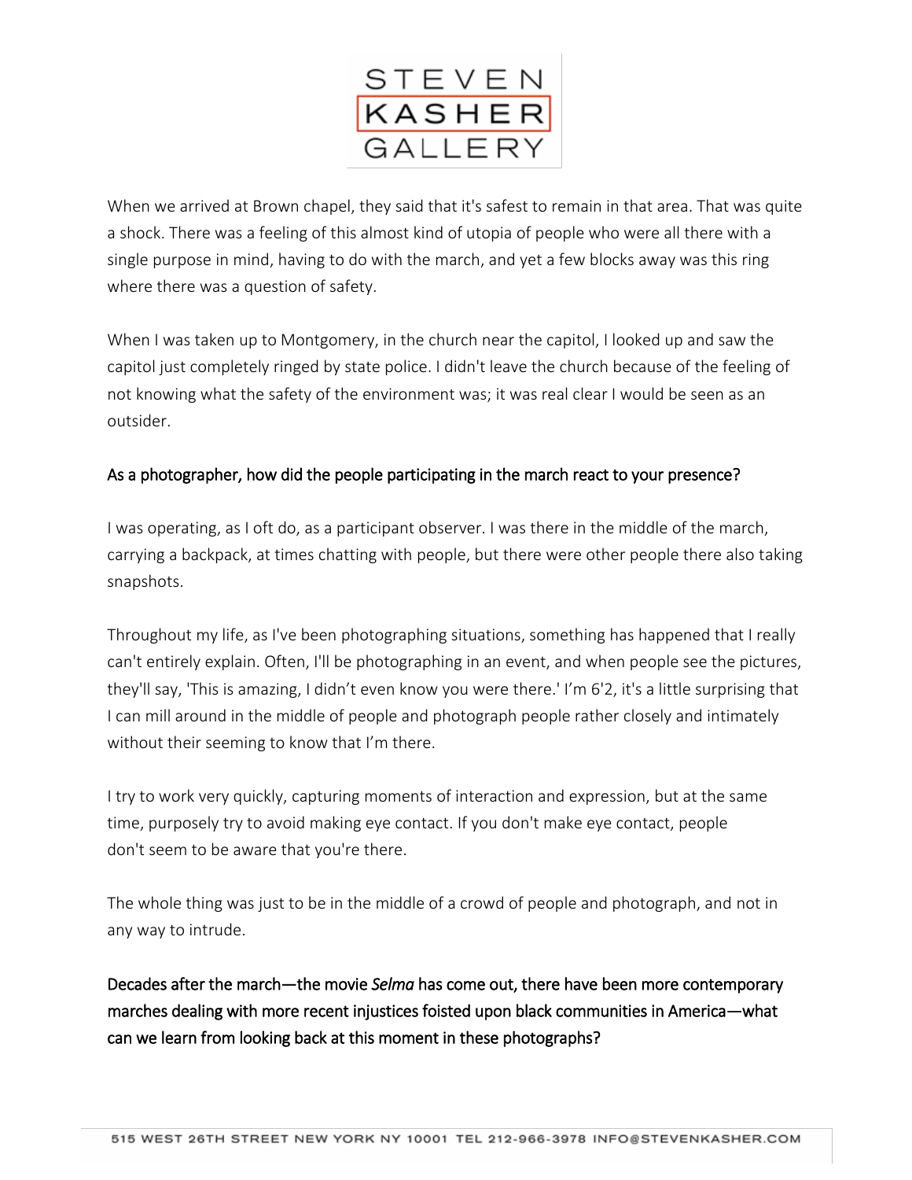When we arrived at Brown chapel, they said that it's safest to remain in that area. That was quite a shock. There was a feeling of this almost kind of utopia of people who were all there with a single purpose in mind, having to do with the march, and yet a few blocks away was this ring where there was a question of safety.

When I was taken up to Montgomery, in the church near the capitol, I looked up and saw the capitol just completely ringed by state police. I didn't leave the church because of the feeling of not knowing what the safety of the environment was; it was real clear I would be seen as an outsider.

**As a photographer, how did the people participating in the march react to your presence?**

I was operating, as I oft do, as a participant observer. I was there in the middle of the march, carrying a backpack, at times chatting with people, but there were other people there also taking snapshots.

Throughout my life, as I've been photographing situations, something has happened that I really can't entirely explain. Often, I'll be photographing in an event, and when people see the pictures, they'll say, 'This is amazing, I didn't even know you were there.' I'm 6'2, it's a little surprising that I can mill around in the middle of people and photograph people rather closely and intimately without their seeming to know that I'm there.

I try to work very quickly, capturing moments of interaction and expression, but at the same time, purposely try to avoid making eye contact. If you don't make eye contact, people don't seem to be aware that you're there.

The whole thing was just to be in the middle of a crowd of people and photograph, and not in any way to intrude.

**Decades after the march—the movie *Selma* has come out, there have been more contemporary marches dealing with more recent injustices foisted upon black communities in America—what can we learn from looking back at this moment in these photographs?**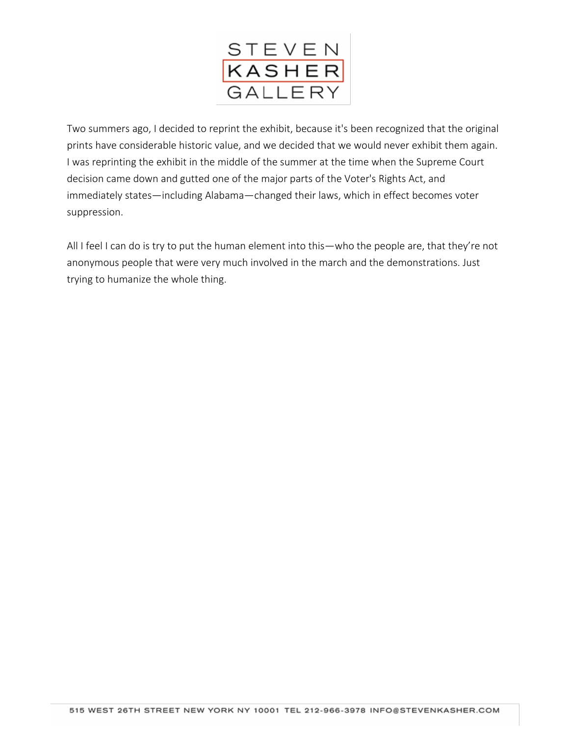Two summers ago, I decided to reprint the exhibit, because it's been recognized that the original prints have considerable historic value, and we decided that we would never exhibit them again. I was reprinting the exhibit in the middle of the summer at the time when the Supreme Court decision came down and gutted one of the major parts of the Voter's Rights Act, and immediately states—including Alabama—changed their laws, which in effect becomes voter suppression.

All I feel I can do is try to put the human element into this—who the people are, that they're not anonymous people that were very much involved in the march and the demonstrations. Just trying to humanize the whole thing.